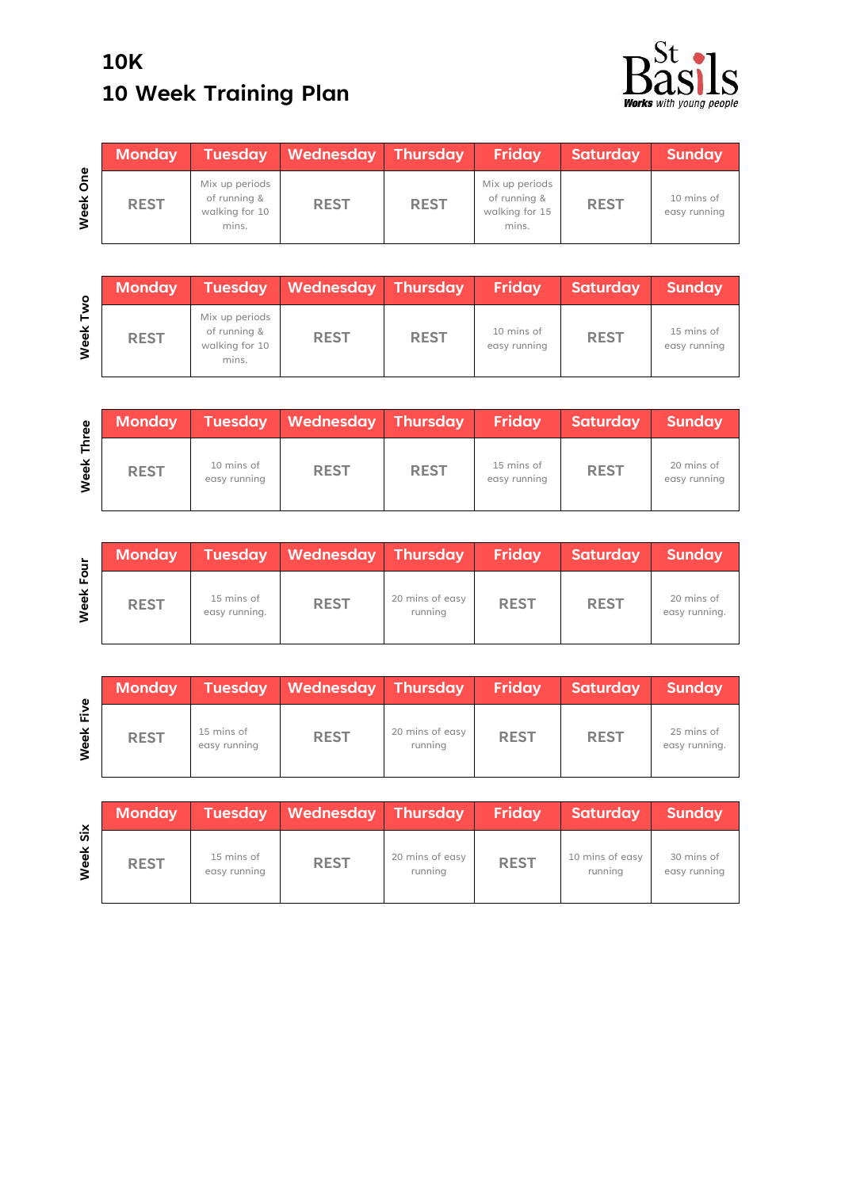# 10K
# 10 Week Training Plan

St Basils
*Works with young people*

**Week One**

| Monday | Tuesday | Wednesday | Thursday | Friday | Saturday | Sunday |
|---|---|---|---|---|---|---|
| REST | Mix up periods of running & walking for 10 mins. | REST | REST | Mix up periods of running & walking for 15 mins. | REST | 10 mins of easy running |

**Week Two**

| Monday | Tuesday | Wednesday | Thursday | Friday | Saturday | Sunday |
|---|---|---|---|---|---|---|
| REST | Mix up periods of running & walking for 10 mins. | REST | REST | 10 mins of easy running | REST | 15 mins of easy running |

**Week Three**

| Monday | Tuesday | Wednesday | Thursday | Friday | Saturday | Sunday |
|---|---|---|---|---|---|---|
| REST | 10 mins of easy running | REST | REST | 15 mins of easy running | REST | 20 mins of easy running |

**Week Four**

| Monday | Tuesday | Wednesday | Thursday | Friday | Saturday | Sunday |
|---|---|---|---|---|---|---|
| REST | 15 mins of easy running. | REST | 20 mins of easy running | REST | REST | 20 mins of easy running. |

**Week Five**

| Monday | Tuesday | Wednesday | Thursday | Friday | Saturday | Sunday |
|---|---|---|---|---|---|---|
| REST | 15 mins of easy running | REST | 20 mins of easy running | REST | REST | 25 mins of easy running. |

**Week Six**

| Monday | Tuesday | Wednesday | Thursday | Friday | Saturday | Sunday |
|---|---|---|---|---|---|---|
| REST | 15 mins of easy running | REST | 20 mins of easy running | REST | 10 mins of easy running | 30 mins of easy running |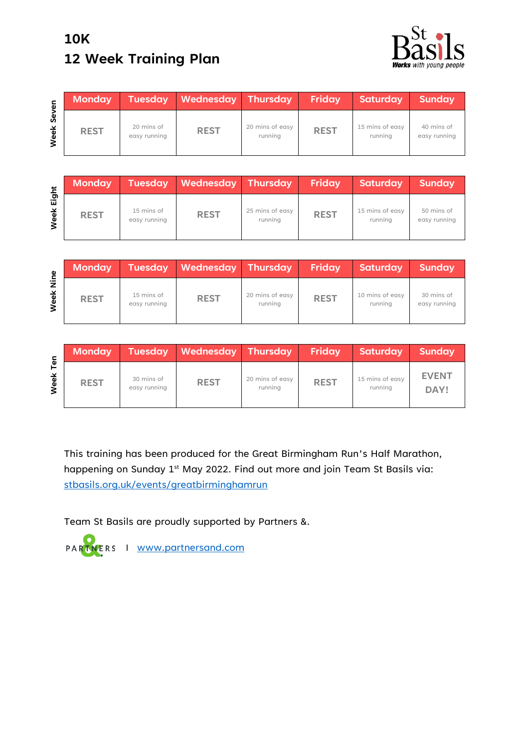# 10K
# 12 Week Training Plan

**Week Seven**

| Monday | Tuesday | Wednesday | Thursday | Friday | Saturday | Sunday |
|---|---|---|---|---|---|---|
| REST | 20 mins of easy running | REST | 20 mins of easy running | REST | 15 mins of easy running | 40 mins of easy running |

**Week Eight**

| Monday | Tuesday | Wednesday | Thursday | Friday | Saturday | Sunday |
|---|---|---|---|---|---|---|
| REST | 15 mins of easy running | REST | 25 mins of easy running | REST | 15 mins of easy running | 50 mins of easy running |

**Week Nine**

| Monday | Tuesday | Wednesday | Thursday | Friday | Saturday | Sunday |
|---|---|---|---|---|---|---|
| REST | 15 mins of easy running | REST | 20 mins of easy running | REST | 10 mins of easy running | 30 mins of easy running |

**Week Ten**

| Monday | Tuesday | Wednesday | Thursday | Friday | Saturday | Sunday |
|---|---|---|---|---|---|---|
| REST | 30 mins of easy running | REST | 20 mins of easy running | REST | 15 mins of easy running | EVENT DAY! |

This training has been produced for the Great Birmingham Run's Half Marathon, happening on Sunday 1st May 2022. Find out more and join Team St Basils via: [stbasils.org.uk/events/greatbirminghamrun](stbasils.org.uk/events/greatbirminghamrun)

Team St Basils are proudly supported by Partners &.

PARTNERS | [www.partnersand.com](www.partnersand.com)